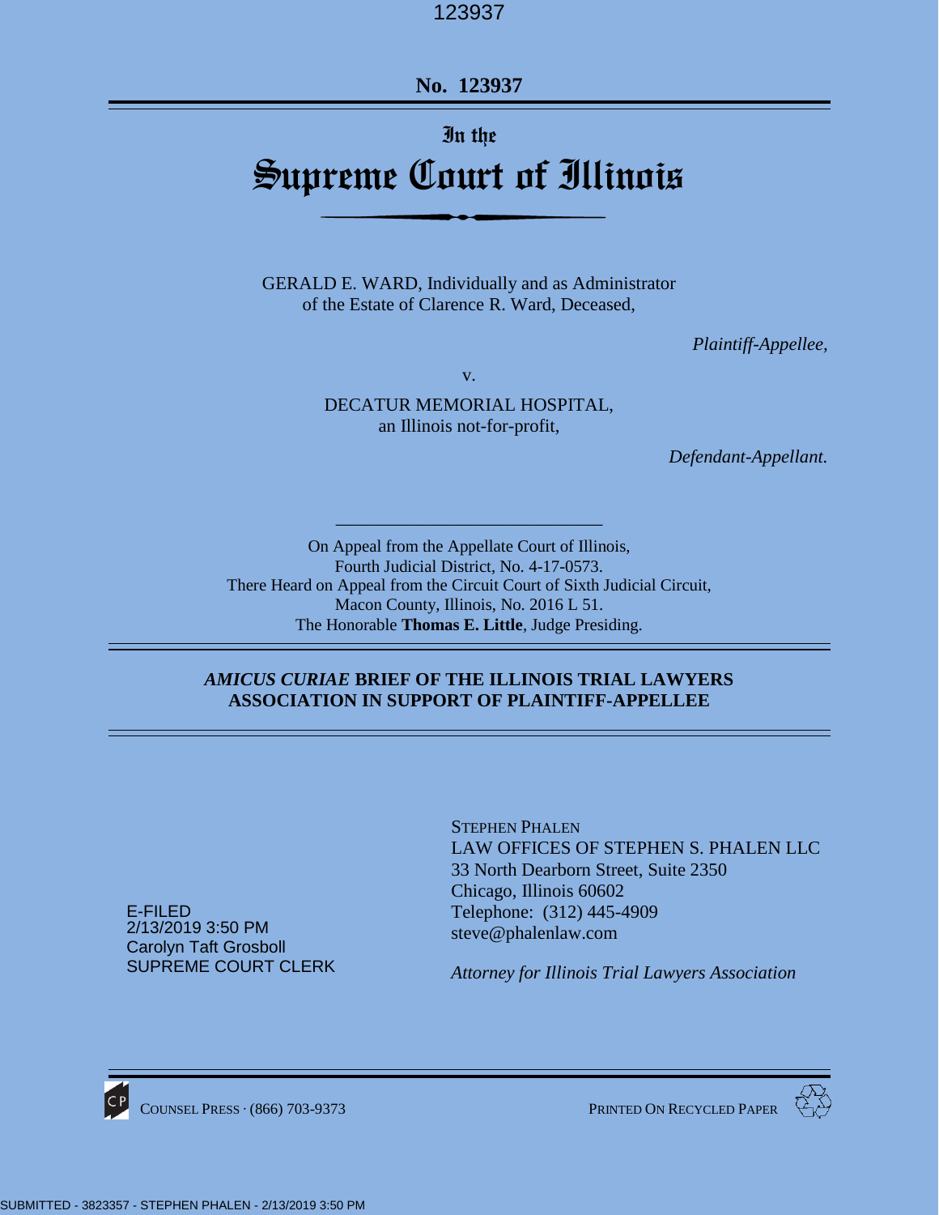No. 123937

In the

# Supreme Court of Illinois

GERALD E. WARD, Individually and as Administrator of the Estate of Clarence R. Ward, Deceased,

*Plaintiff-Appellee,*

v.

DECATUR MEMORIAL HOSPITAL, an Illinois not-for-profit,

*Defendant-Appellant.*

On Appeal from the Appellate Court of Illinois, Fourth Judicial District, No. 4-17-0573.
There Heard on Appeal from the Circuit Court of Sixth Judicial Circuit, Macon County, Illinois, No. 2016 L 51.
The Honorable **Thomas E. Little**, Judge Presiding.

## *AMICUS CURIAE* BRIEF OF THE ILLINOIS TRIAL LAWYERS ASSOCIATION IN SUPPORT OF PLAINTIFF-APPELLEE

E-FILED
2/13/2019 3:50 PM
Carolyn Taft Grosboll
SUPREME COURT CLERK

STEPHEN PHALEN
LAW OFFICES OF STEPHEN S. PHALEN LLC
33 North Dearborn Street, Suite 2350
Chicago, Illinois 60602
Telephone: (312) 445-4909
steve@phalenlaw.com

*Attorney for Illinois Trial Lawyers Association*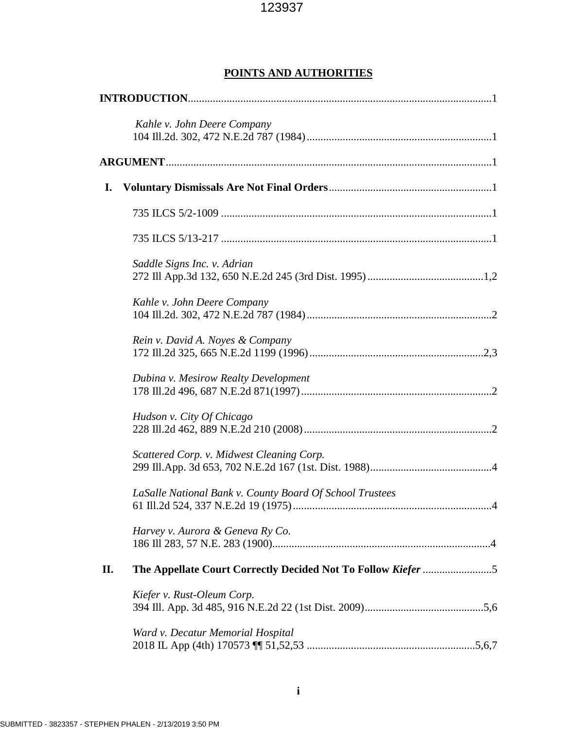## POINTS AND AUTHORITIES

**INTRODUCTION**.............................................................................................................1

*Kahle v. John Deere Company*
104 Ill.2d. 302, 472 N.E.2d 787 (1984)...................................................................1

**ARGUMENT**.....................................................................................................................1

**I. Voluntary Dismissals Are Not Final Orders**...........................................................1

735 ILCS 5/2-1009 .................................................................................................1

735 ILCS 5/13-217 .................................................................................................1

*Saddle Signs Inc. v. Adrian*
272 Ill App.3d 132, 650 N.E.2d 245 (3rd Dist. 1995)..........................................1,2

*Kahle v. John Deere Company*
104 Ill.2d. 302, 472 N.E.2d 787 (1984)...................................................................2

*Rein v. David A. Noyes & Company*
172 Ill.2d 325, 665 N.E.2d 1199 (1996)...............................................................2,3

*Dubina v. Mesirow Realty Development*
178 Ill.2d 496, 687 N.E.2d 871(1997).....................................................................2

*Hudson v. City Of Chicago*
228 Ill.2d 462, 889 N.E.2d 210 (2008)....................................................................2

*Scattered Corp. v. Midwest Cleaning Corp.*
299 Ill.App. 3d 653, 702 N.E.2d 167 (1st. Dist. 1988)............................................4

*LaSalle National Bank v. County Board Of School Trustees*
61 Ill.2d 524, 337 N.E.2d 19 (1975)........................................................................4

*Harvey v. Aurora & Geneva Ry Co.*
186 Ill 283, 57 N.E. 283 (1900)...............................................................................4

**II. The Appellate Court Correctly Decided Not To Follow *Kiefer*** .........................5

*Kiefer v. Rust-Oleum Corp.*
394 Ill. App. 3d 485, 916 N.E.2d 22 (1st Dist. 2009)...........................................5,6

*Ward v. Decatur Memorial Hospital*
2018 IL App (4th) 170573 ¶¶ 51,52,53 .............................................................5,6,7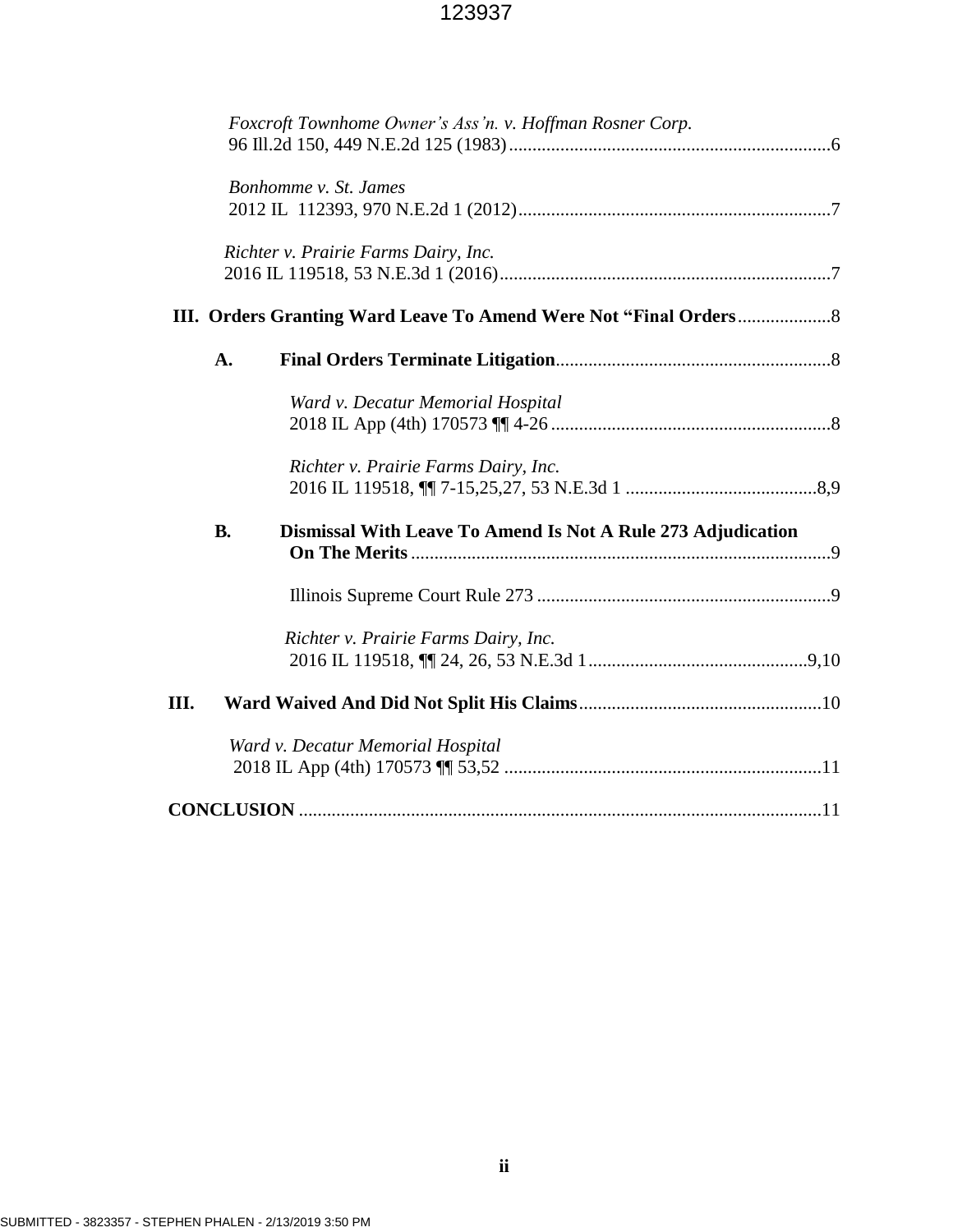*Foxcroft Townhome Owner's Ass'n. v. Hoffman Rosner Corp.*
96 Ill.2d 150, 449 N.E.2d 125 (1983).....................................................................6

*Bonhomme v. St. James*
2012 IL 112393, 970 N.E.2d 1 (2012)...................................................................7

*Richter v. Prairie Farms Dairy, Inc.*
2016 IL 119518, 53 N.E.3d 1 (2016).......................................................................7

**III. Orders Granting Ward Leave To Amend Were Not "Final Orders**....................8

**A. Final Orders Terminate Litigation**...........................................................8

*Ward v. Decatur Memorial Hospital*
2018 IL App (4th) 170573 ¶¶ 4-26............................................................8

*Richter v. Prairie Farms Dairy, Inc.*
2016 IL 119518, ¶¶ 7-15,25,27, 53 N.E.3d 1 .........................................8,9

**B. Dismissal With Leave To Amend Is Not A Rule 273 Adjudication On The Merits**..........................................................................................9

Illinois Supreme Court Rule 273 ...............................................................9

*Richter v. Prairie Farms Dairy, Inc.*
2016 IL 119518, ¶¶ 24, 26, 53 N.E.3d 1...............................................9,10

**III. Ward Waived And Did Not Split His Claims**....................................................10

*Ward v. Decatur Memorial Hospital*
2018 IL App (4th) 170573 ¶¶ 53,52 ....................................................................11

**CONCLUSION** ................................................................................................................11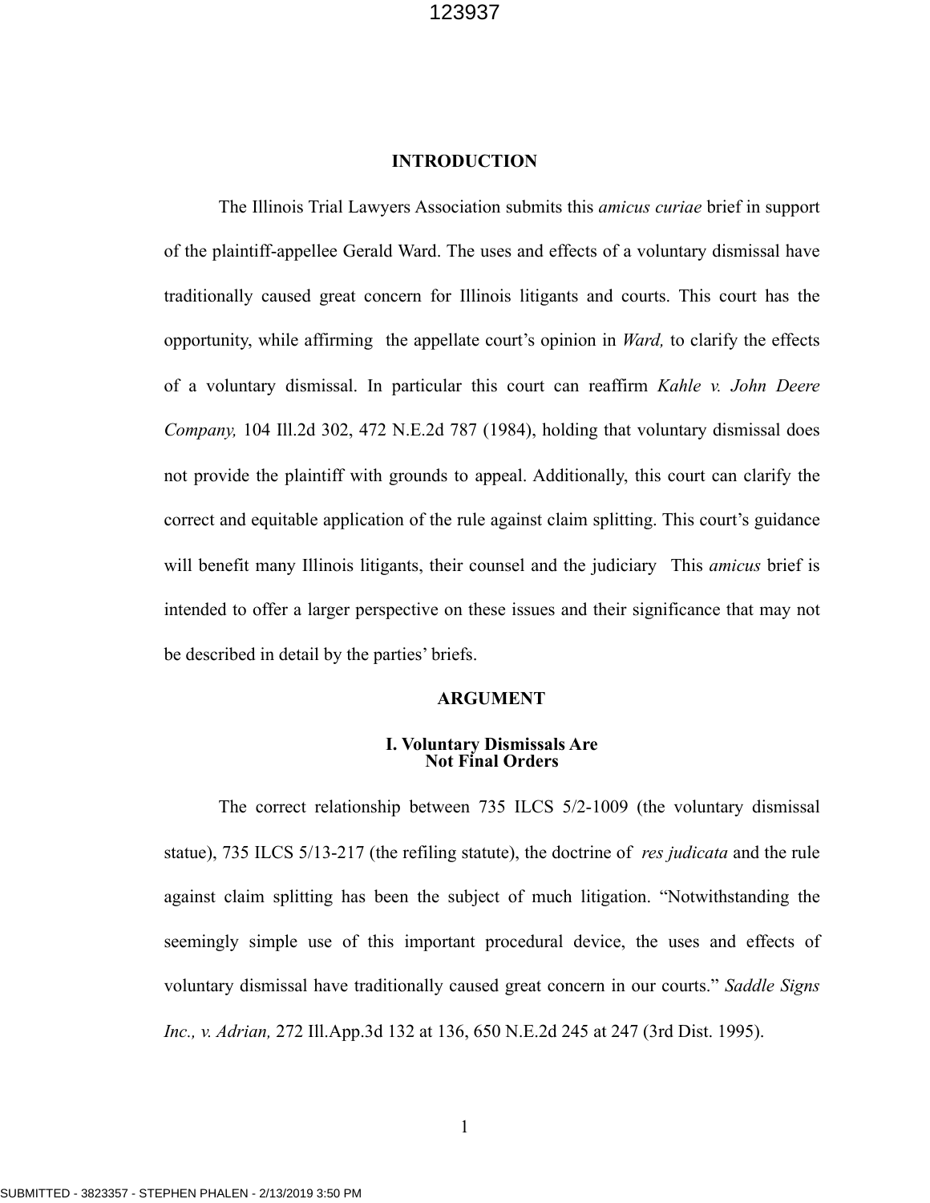## INTRODUCTION

The Illinois Trial Lawyers Association submits this *amicus curiae* brief in support of the plaintiff-appellee Gerald Ward. The uses and effects of a voluntary dismissal have traditionally caused great concern for Illinois litigants and courts. This court has the opportunity, while affirming the appellate court's opinion in *Ward,* to clarify the effects of a voluntary dismissal. In particular this court can reaffirm *Kahle v. John Deere Company,* 104 Ill.2d 302, 472 N.E.2d 787 (1984), holding that voluntary dismissal does not provide the plaintiff with grounds to appeal. Additionally, this court can clarify the correct and equitable application of the rule against claim splitting. This court's guidance will benefit many Illinois litigants, their counsel and the judiciary This *amicus* brief is intended to offer a larger perspective on these issues and their significance that may not be described in detail by the parties' briefs.

## ARGUMENT

### I. Voluntary Dismissals Are Not Final Orders

The correct relationship between 735 ILCS 5/2-1009 (the voluntary dismissal statue), 735 ILCS 5/13-217 (the refiling statute), the doctrine of *res judicata* and the rule against claim splitting has been the subject of much litigation. "Notwithstanding the seemingly simple use of this important procedural device, the uses and effects of voluntary dismissal have traditionally caused great concern in our courts." *Saddle Signs Inc., v. Adrian,* 272 Ill.App.3d 132 at 136, 650 N.E.2d 245 at 247 (3rd Dist. 1995).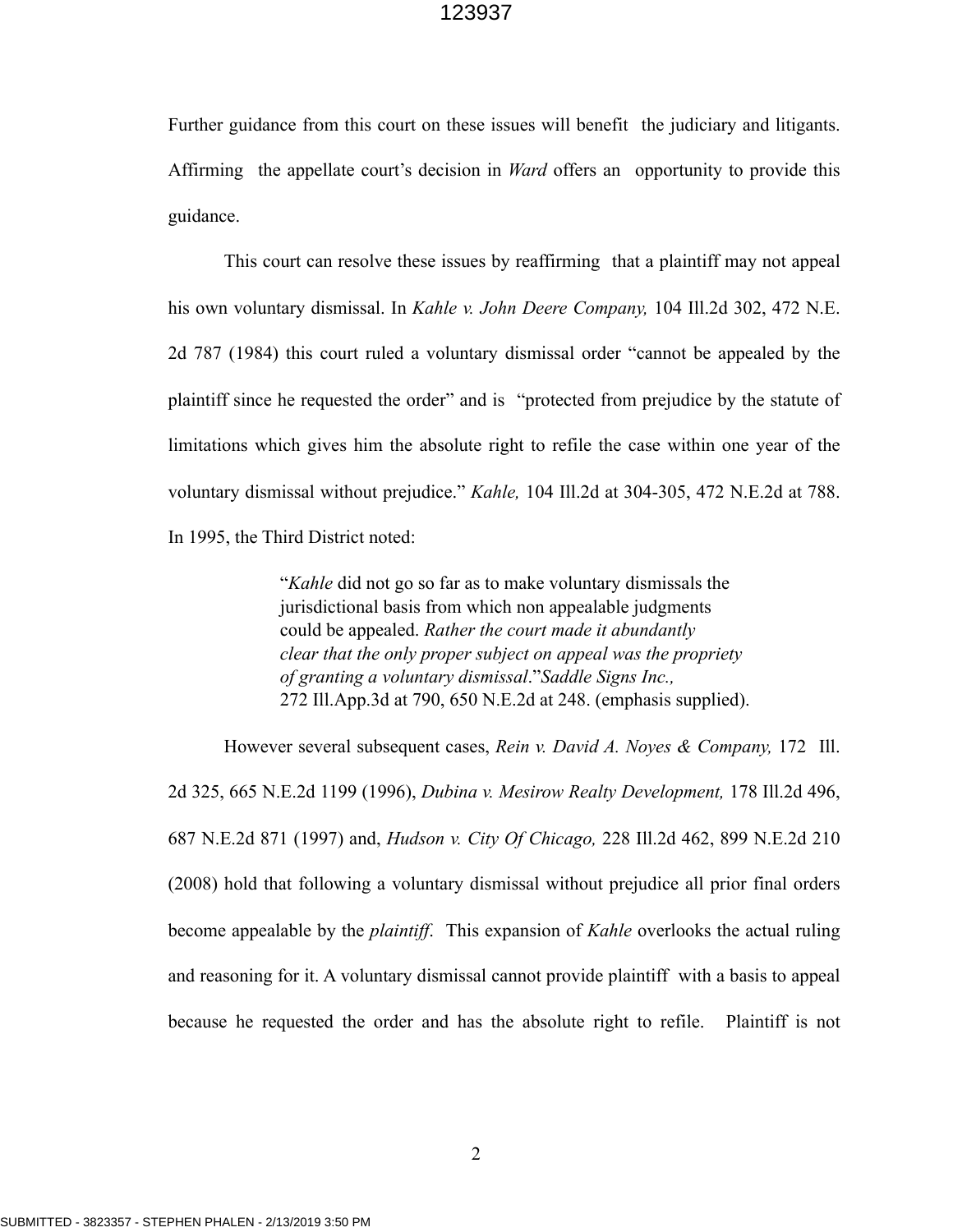Further guidance from this court on these issues will benefit the judiciary and litigants. Affirming the appellate court's decision in *Ward* offers an opportunity to provide this guidance.

This court can resolve these issues by reaffirming that a plaintiff may not appeal his own voluntary dismissal. In *Kahle v. John Deere Company,* 104 Ill.2d 302, 472 N.E. 2d 787 (1984) this court ruled a voluntary dismissal order "cannot be appealed by the plaintiff since he requested the order" and is "protected from prejudice by the statute of limitations which gives him the absolute right to refile the case within one year of the voluntary dismissal without prejudice." *Kahle,* 104 Ill.2d at 304-305, 472 N.E.2d at 788. In 1995, the Third District noted:

> "*Kahle* did not go so far as to make voluntary dismissals the jurisdictional basis from which non appealable judgments could be appealed. *Rather the court made it abundantly clear that the only proper subject on appeal was the propriety of granting a voluntary dismissal*."*Saddle Signs Inc.,* 272 Ill.App.3d at 790, 650 N.E.2d at 248. (emphasis supplied).

However several subsequent cases, *Rein v. David A. Noyes & Company,* 172 Ill. 2d 325, 665 N.E.2d 1199 (1996), *Dubina v. Mesirow Realty Development,* 178 Ill.2d 496, 687 N.E.2d 871 (1997) and, *Hudson v. City Of Chicago,* 228 Ill.2d 462, 899 N.E.2d 210 (2008) hold that following a voluntary dismissal without prejudice all prior final orders become appealable by the *plaintiff*. This expansion of *Kahle* overlooks the actual ruling and reasoning for it. A voluntary dismissal cannot provide plaintiff with a basis to appeal because he requested the order and has the absolute right to refile. Plaintiff is not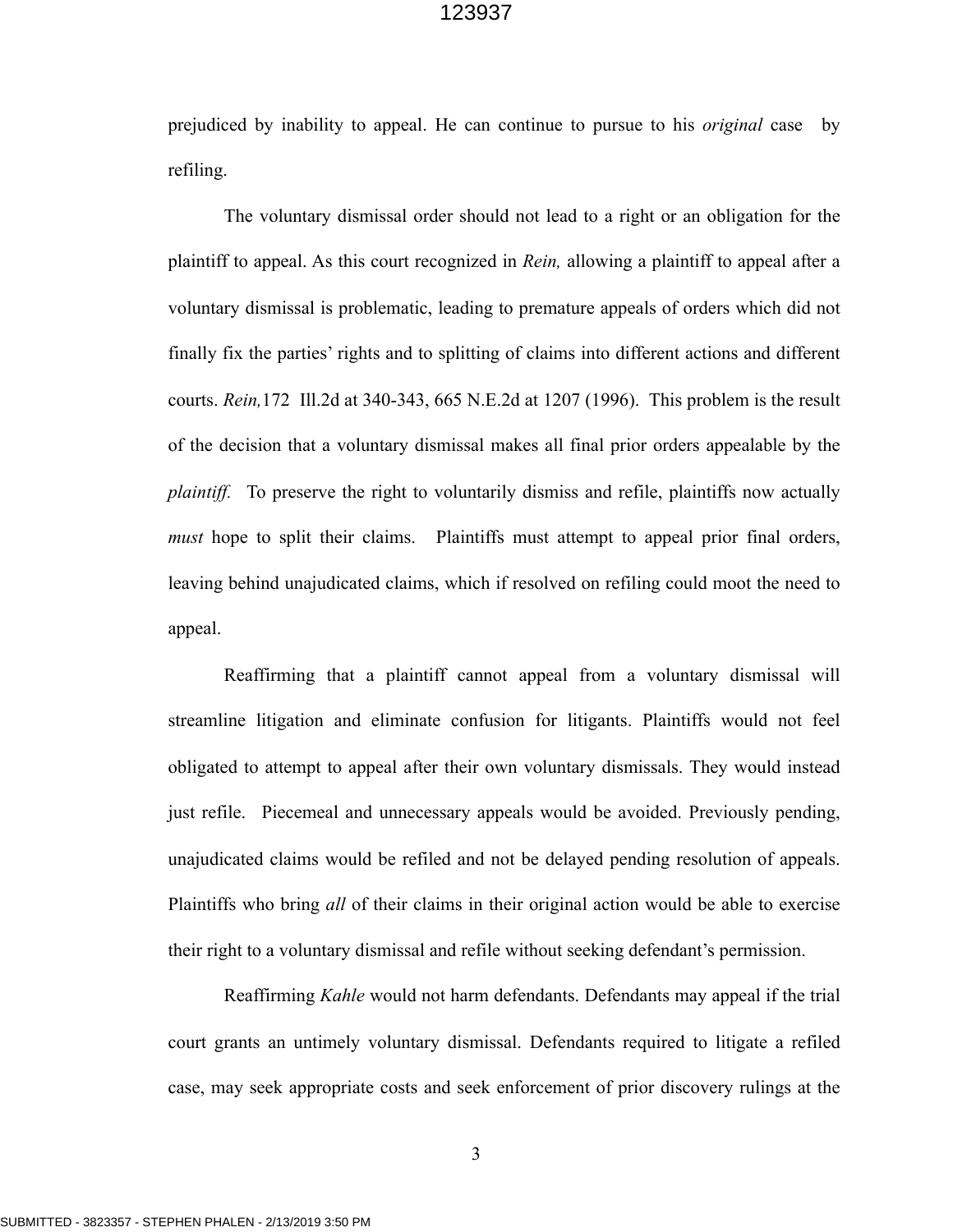prejudiced by inability to appeal. He can continue to pursue to his *original* case by refiling.

The voluntary dismissal order should not lead to a right or an obligation for the plaintiff to appeal. As this court recognized in *Rein,* allowing a plaintiff to appeal after a voluntary dismissal is problematic, leading to premature appeals of orders which did not finally fix the parties' rights and to splitting of claims into different actions and different courts. *Rein,*172 Ill.2d at 340-343, 665 N.E.2d at 1207 (1996). This problem is the result of the decision that a voluntary dismissal makes all final prior orders appealable by the *plaintiff.* To preserve the right to voluntarily dismiss and refile, plaintiffs now actually *must* hope to split their claims. Plaintiffs must attempt to appeal prior final orders, leaving behind unajudicated claims, which if resolved on refiling could moot the need to appeal.

Reaffirming that a plaintiff cannot appeal from a voluntary dismissal will streamline litigation and eliminate confusion for litigants. Plaintiffs would not feel obligated to attempt to appeal after their own voluntary dismissals. They would instead just refile. Piecemeal and unnecessary appeals would be avoided. Previously pending, unajudicated claims would be refiled and not be delayed pending resolution of appeals. Plaintiffs who bring *all* of their claims in their original action would be able to exercise their right to a voluntary dismissal and refile without seeking defendant's permission.

Reaffirming *Kahle* would not harm defendants. Defendants may appeal if the trial court grants an untimely voluntary dismissal. Defendants required to litigate a refiled case, may seek appropriate costs and seek enforcement of prior discovery rulings at the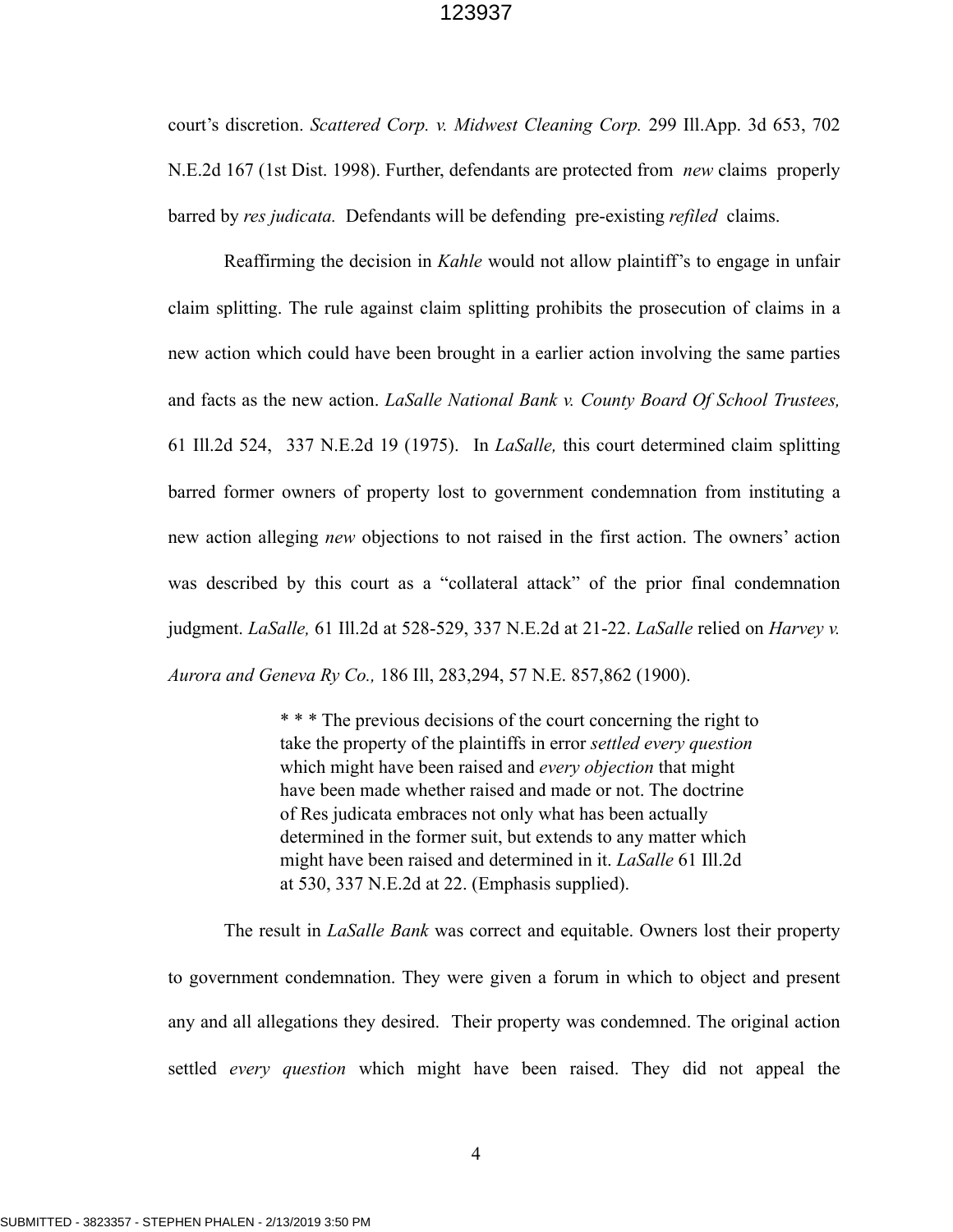court's discretion. *Scattered Corp. v. Midwest Cleaning Corp.* 299 Ill.App. 3d 653, 702 N.E.2d 167 (1st Dist. 1998). Further, defendants are protected from *new* claims properly barred by *res judicata.* Defendants will be defending pre-existing *refiled* claims.

Reaffirming the decision in *Kahle* would not allow plaintiff's to engage in unfair claim splitting. The rule against claim splitting prohibits the prosecution of claims in a new action which could have been brought in a earlier action involving the same parties and facts as the new action. *LaSalle National Bank v. County Board Of School Trustees,* 61 Ill.2d 524, 337 N.E.2d 19 (1975). In *LaSalle,* this court determined claim splitting barred former owners of property lost to government condemnation from instituting a new action alleging *new* objections to not raised in the first action. The owners' action was described by this court as a "collateral attack" of the prior final condemnation judgment. *LaSalle,* 61 Ill.2d at 528-529, 337 N.E.2d at 21-22. *LaSalle* relied on *Harvey v. Aurora and Geneva Ry Co.,* 186 Ill, 283,294, 57 N.E. 857,862 (1900).

> * * * The previous decisions of the court concerning the right to take the property of the plaintiffs in error *settled every question* which might have been raised and *every objection* that might have been made whether raised and made or not. The doctrine of Res judicata embraces not only what has been actually determined in the former suit, but extends to any matter which might have been raised and determined in it. *LaSalle* 61 Ill.2d at 530, 337 N.E.2d at 22. (Emphasis supplied).

The result in *LaSalle Bank* was correct and equitable. Owners lost their property to government condemnation. They were given a forum in which to object and present any and all allegations they desired. Their property was condemned. The original action settled *every question* which might have been raised. They did not appeal the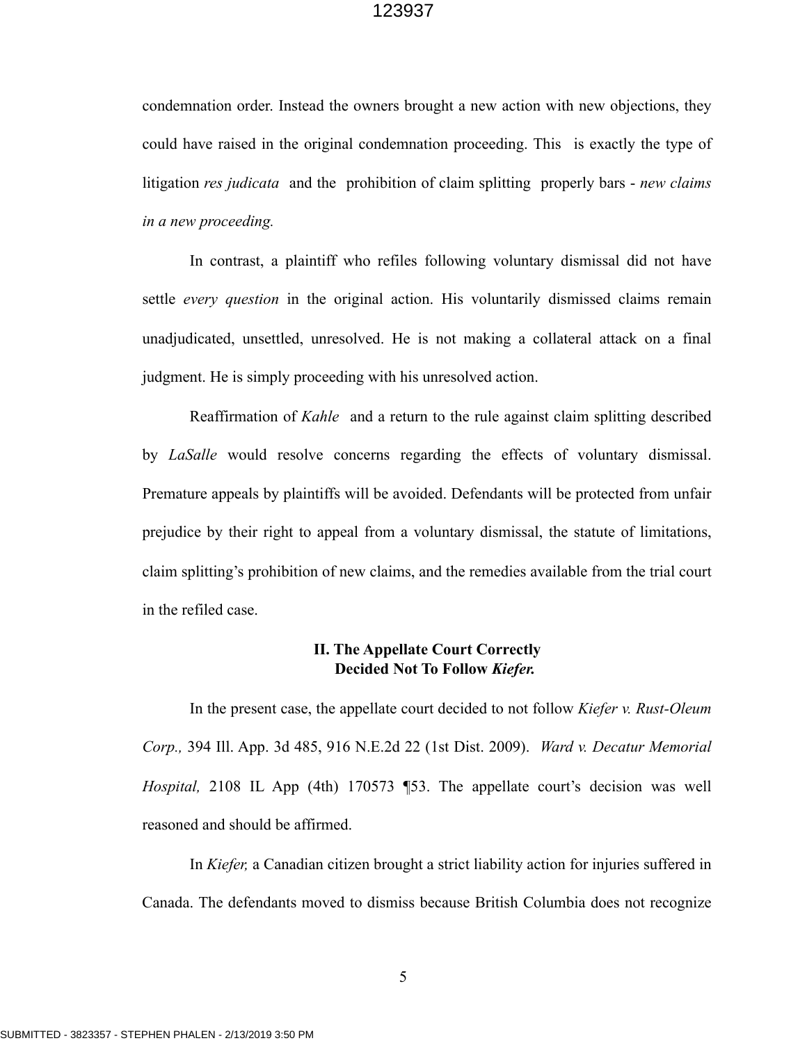condemnation order. Instead the owners brought a new action with new objections, they could have raised in the original condemnation proceeding. This is exactly the type of litigation *res judicata* and the prohibition of claim splitting properly bars - *new claims in a new proceeding.*

In contrast, a plaintiff who refiles following voluntary dismissal did not have settle *every question* in the original action. His voluntarily dismissed claims remain unadjudicated, unsettled, unresolved. He is not making a collateral attack on a final judgment. He is simply proceeding with his unresolved action.

Reaffirmation of *Kahle* and a return to the rule against claim splitting described by *LaSalle* would resolve concerns regarding the effects of voluntary dismissal. Premature appeals by plaintiffs will be avoided. Defendants will be protected from unfair prejudice by their right to appeal from a voluntary dismissal, the statute of limitations, claim splitting's prohibition of new claims, and the remedies available from the trial court in the refiled case.

## II. The Appellate Court Correctly Decided Not To Follow *Kiefer.*

In the present case, the appellate court decided to not follow *Kiefer v. Rust-Oleum Corp.,* 394 Ill. App. 3d 485, 916 N.E.2d 22 (1st Dist. 2009). *Ward v. Decatur Memorial Hospital,* 2108 IL App (4th) 170573 ¶53. The appellate court's decision was well reasoned and should be affirmed.

In *Kiefer,* a Canadian citizen brought a strict liability action for injuries suffered in Canada. The defendants moved to dismiss because British Columbia does not recognize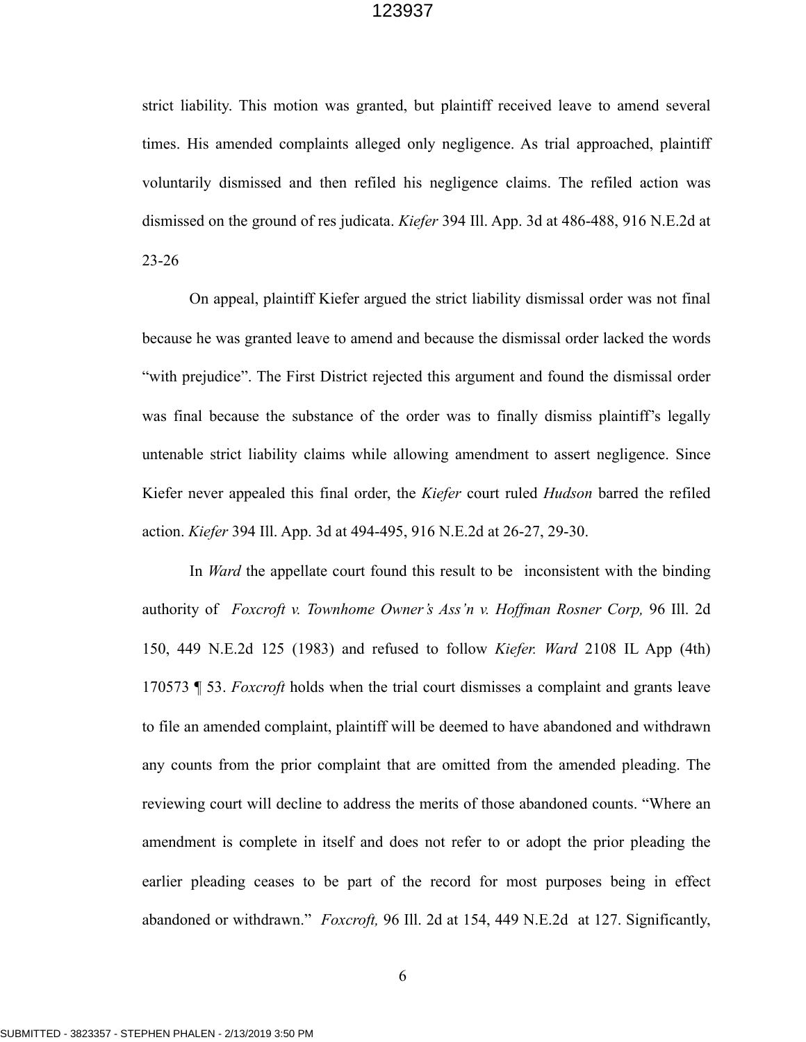strict liability. This motion was granted, but plaintiff received leave to amend several times. His amended complaints alleged only negligence. As trial approached, plaintiff voluntarily dismissed and then refiled his negligence claims. The refiled action was dismissed on the ground of res judicata. *Kiefer* 394 Ill. App. 3d at 486-488, 916 N.E.2d at 23-26

On appeal, plaintiff Kiefer argued the strict liability dismissal order was not final because he was granted leave to amend and because the dismissal order lacked the words "with prejudice". The First District rejected this argument and found the dismissal order was final because the substance of the order was to finally dismiss plaintiff's legally untenable strict liability claims while allowing amendment to assert negligence. Since Kiefer never appealed this final order, the *Kiefer* court ruled *Hudson* barred the refiled action. *Kiefer* 394 Ill. App. 3d at 494-495, 916 N.E.2d at 26-27, 29-30.

In *Ward* the appellate court found this result to be inconsistent with the binding authority of *Foxcroft v. Townhome Owner's Ass'n v. Hoffman Rosner Corp,* 96 Ill. 2d 150, 449 N.E.2d 125 (1983) and refused to follow *Kiefer. Ward* 2108 IL App (4th) 170573 ¶ 53. *Foxcroft* holds when the trial court dismisses a complaint and grants leave to file an amended complaint, plaintiff will be deemed to have abandoned and withdrawn any counts from the prior complaint that are omitted from the amended pleading. The reviewing court will decline to address the merits of those abandoned counts. "Where an amendment is complete in itself and does not refer to or adopt the prior pleading the earlier pleading ceases to be part of the record for most purposes being in effect abandoned or withdrawn." *Foxcroft,* 96 Ill. 2d at 154, 449 N.E.2d at 127. Significantly,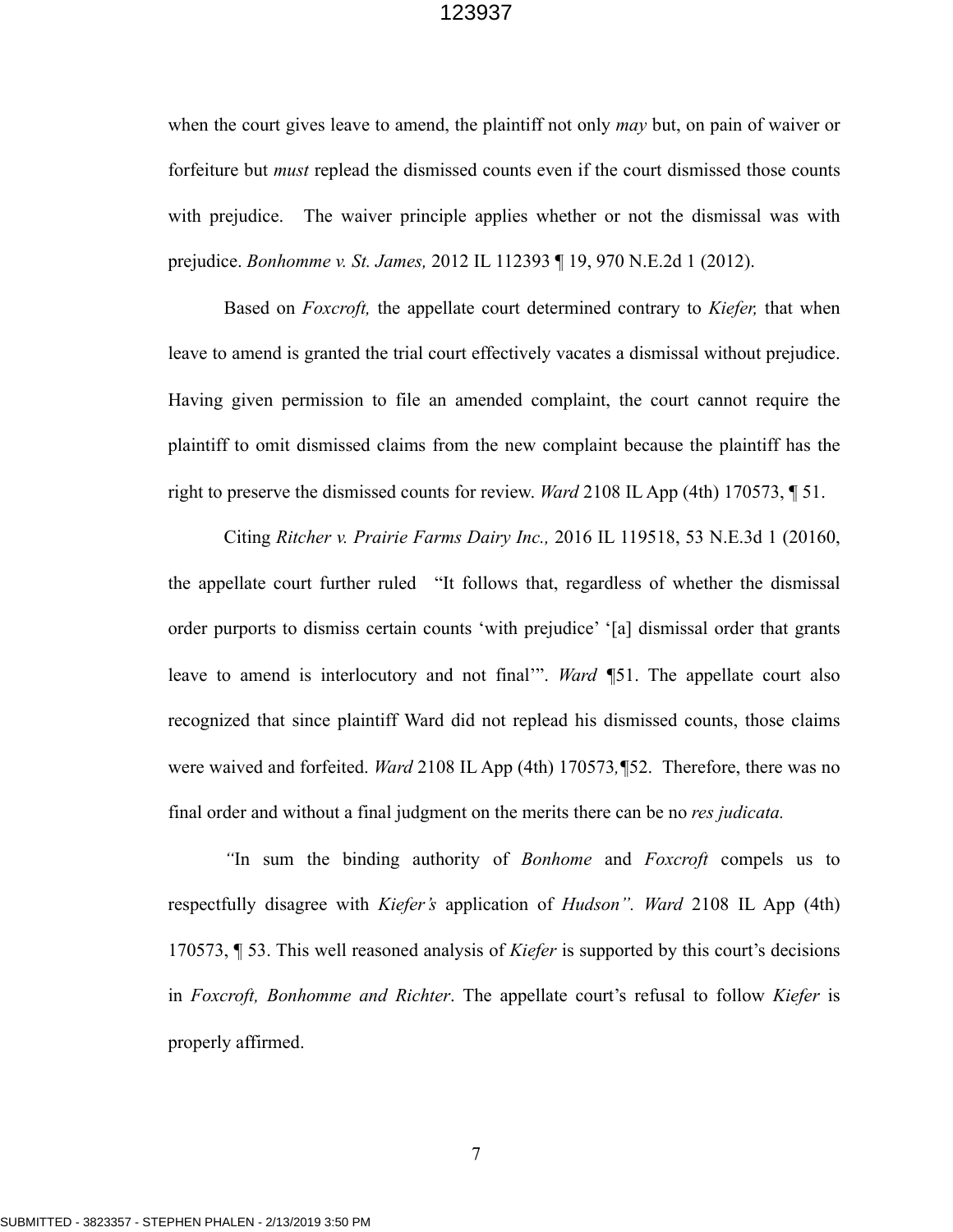when the court gives leave to amend, the plaintiff not only *may* but, on pain of waiver or forfeiture but *must* replead the dismissed counts even if the court dismissed those counts with prejudice. The waiver principle applies whether or not the dismissal was with prejudice. *Bonhomme v. St. James,* 2012 IL 112393 ¶ 19, 970 N.E.2d 1 (2012).

Based on *Foxcroft,* the appellate court determined contrary to *Kiefer,* that when leave to amend is granted the trial court effectively vacates a dismissal without prejudice. Having given permission to file an amended complaint, the court cannot require the plaintiff to omit dismissed claims from the new complaint because the plaintiff has the right to preserve the dismissed counts for review. *Ward* 2108 IL App (4th) 170573, ¶ 51.

Citing *Ritcher v. Prairie Farms Dairy Inc.,* 2016 IL 119518, 53 N.E.3d 1 (20160, the appellate court further ruled "It follows that, regardless of whether the dismissal order purports to dismiss certain counts 'with prejudice' '[a] dismissal order that grants leave to amend is interlocutory and not final'". *Ward* ¶51. The appellate court also recognized that since plaintiff Ward did not replead his dismissed counts, those claims were waived and forfeited. *Ward* 2108 IL App (4th) 170573*,*¶52. Therefore, there was no final order and without a final judgment on the merits there can be no *res judicata.*

*"*In sum the binding authority of *Bonhome* and *Foxcroft* compels us to respectfully disagree with *Kiefer's* application of *Hudson". Ward* 2108 IL App (4th) 170573, ¶ 53. This well reasoned analysis of *Kiefer* is supported by this court's decisions in *Foxcroft, Bonhomme and Richter*. The appellate court's refusal to follow *Kiefer* is properly affirmed.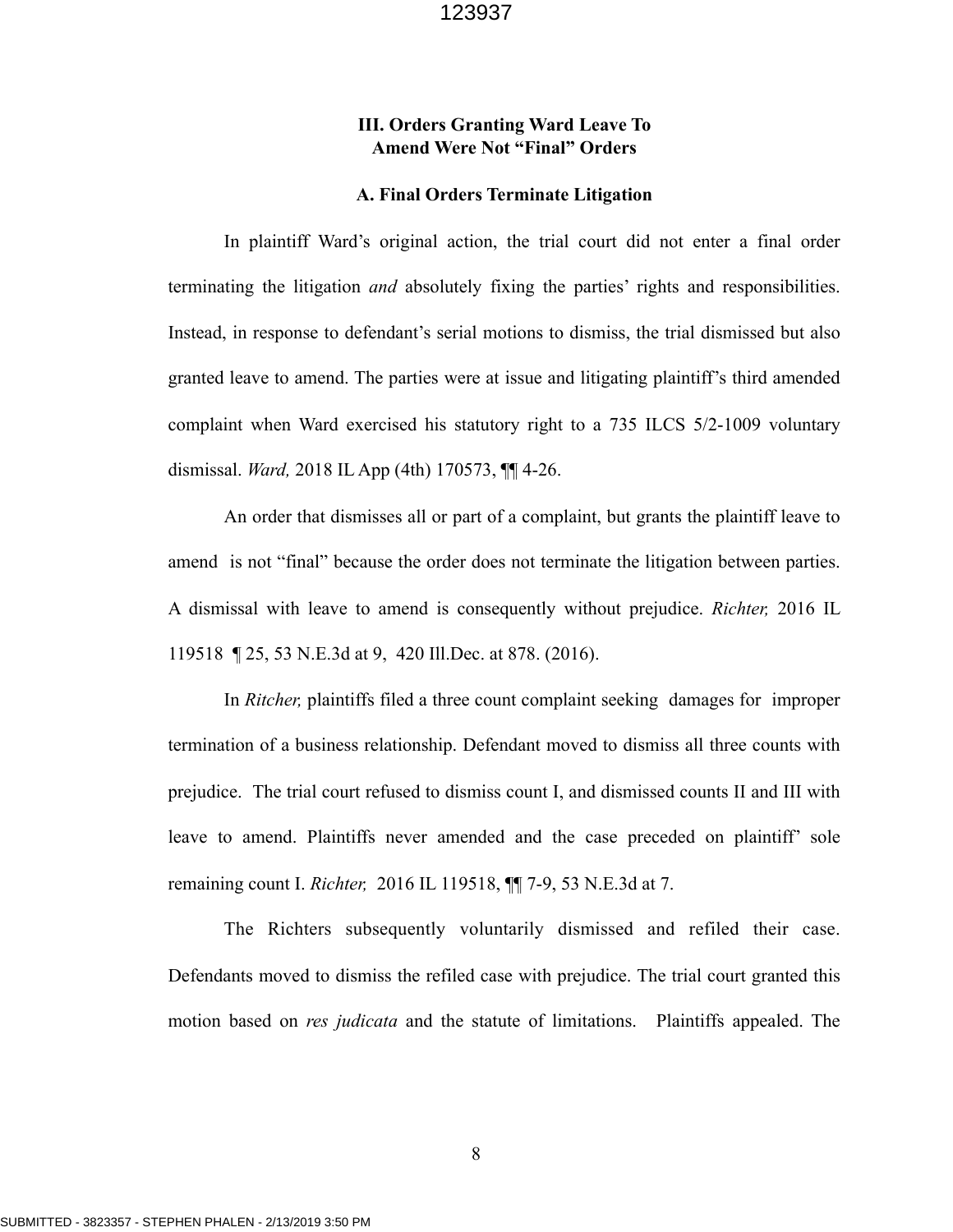### III. Orders Granting Ward Leave To Amend Were Not "Final" Orders

#### A. Final Orders Terminate Litigation

In plaintiff Ward's original action, the trial court did not enter a final order terminating the litigation *and* absolutely fixing the parties' rights and responsibilities. Instead, in response to defendant's serial motions to dismiss, the trial dismissed but also granted leave to amend. The parties were at issue and litigating plaintiff's third amended complaint when Ward exercised his statutory right to a 735 ILCS 5/2-1009 voluntary dismissal. *Ward,* 2018 IL App (4th) 170573, ¶¶ 4-26.

An order that dismisses all or part of a complaint, but grants the plaintiff leave to amend is not "final" because the order does not terminate the litigation between parties. A dismissal with leave to amend is consequently without prejudice. *Richter,* 2016 IL 119518 ¶ 25, 53 N.E.3d at 9, 420 Ill.Dec. at 878. (2016).

In *Ritcher,* plaintiffs filed a three count complaint seeking damages for improper termination of a business relationship. Defendant moved to dismiss all three counts with prejudice. The trial court refused to dismiss count I, and dismissed counts II and III with leave to amend. Plaintiffs never amended and the case preceded on plaintiff' sole remaining count I. *Richter,* 2016 IL 119518, ¶¶ 7-9, 53 N.E.3d at 7.

The Richters subsequently voluntarily dismissed and refiled their case. Defendants moved to dismiss the refiled case with prejudice. The trial court granted this motion based on *res judicata* and the statute of limitations. Plaintiffs appealed. The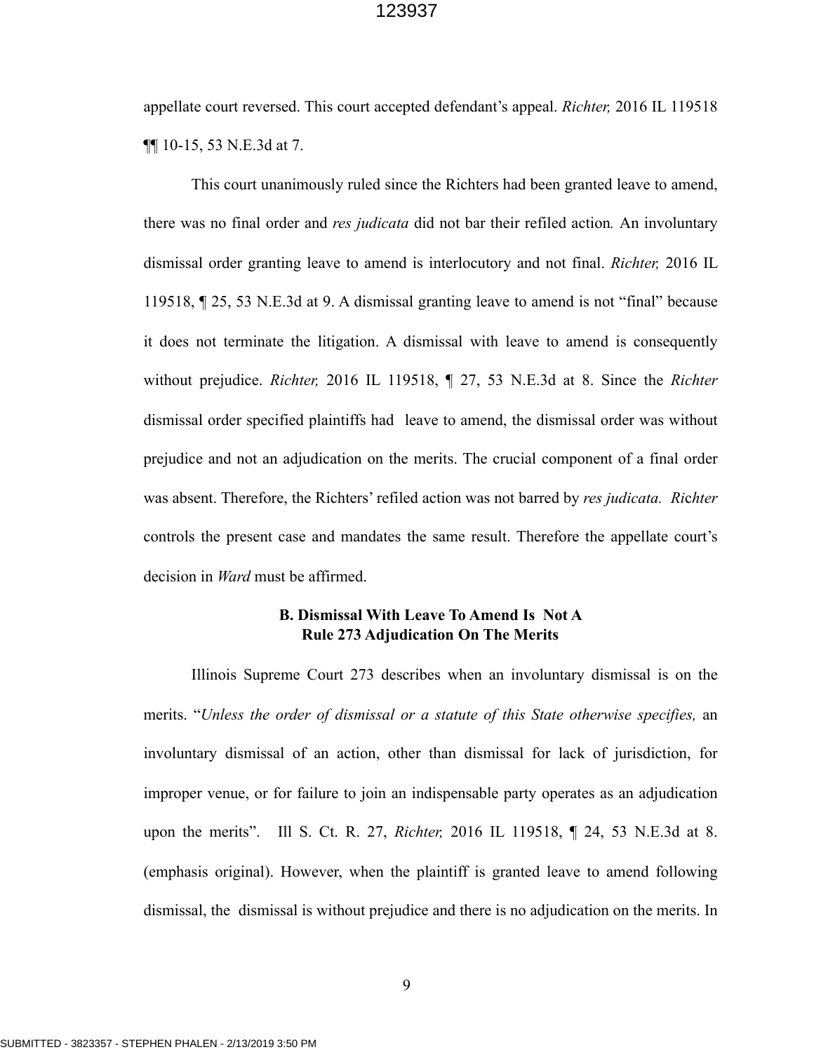appellate court reversed. This court accepted defendant's appeal. *Richter,* 2016 IL 119518 ¶¶ 10-15, 53 N.E.3d at 7.

This court unanimously ruled since the Richters had been granted leave to amend, there was no final order and *res judicata* did not bar their refiled action*.* An involuntary dismissal order granting leave to amend is interlocutory and not final. *Richter,* 2016 IL 119518, ¶ 25, 53 N.E.3d at 9. A dismissal granting leave to amend is not "final" because it does not terminate the litigation. A dismissal with leave to amend is consequently without prejudice. *Richter,* 2016 IL 119518, ¶ 27, 53 N.E.3d at 8. Since the *Richter* dismissal order specified plaintiffs had leave to amend, the dismissal order was without prejudice and not an adjudication on the merits. The crucial component of a final order was absent. Therefore, the Richters' refiled action was not barred by *res judicata. Richter* controls the present case and mandates the same result. Therefore the appellate court's decision in *Ward* must be affirmed.

### B. Dismissal With Leave To Amend Is Not A Rule 273 Adjudication On The Merits

Illinois Supreme Court 273 describes when an involuntary dismissal is on the merits. "*Unless the order of dismissal or a statute of this State otherwise specifies,* an involuntary dismissal of an action, other than dismissal for lack of jurisdiction, for improper venue, or for failure to join an indispensable party operates as an adjudication upon the merits". Ill S. Ct. R. 27, *Richter,* 2016 IL 119518, ¶ 24, 53 N.E.3d at 8. (emphasis original). However, when the plaintiff is granted leave to amend following dismissal, the dismissal is without prejudice and there is no adjudication on the merits. In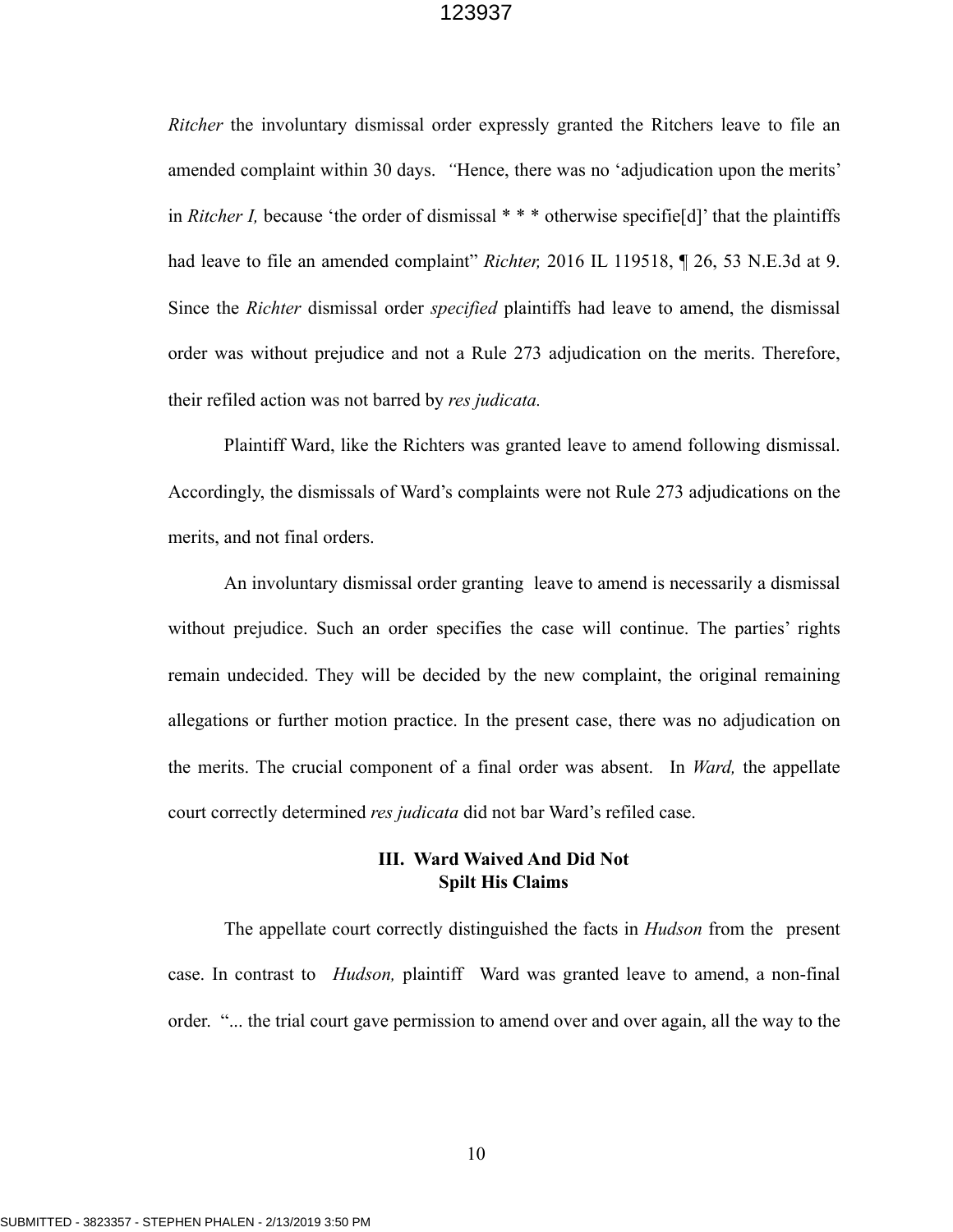*Ritcher* the involuntary dismissal order expressly granted the Ritchers leave to file an amended complaint within 30 days. *"*Hence, there was no 'adjudication upon the merits' in *Ritcher I,* because 'the order of dismissal * * * otherwise specifie[d]' that the plaintiffs had leave to file an amended complaint" *Richter,* 2016 IL 119518, ¶ 26, 53 N.E.3d at 9. Since the *Richter* dismissal order *specified* plaintiffs had leave to amend, the dismissal order was without prejudice and not a Rule 273 adjudication on the merits. Therefore, their refiled action was not barred by *res judicata.*

Plaintiff Ward, like the Richters was granted leave to amend following dismissal. Accordingly, the dismissals of Ward's complaints were not Rule 273 adjudications on the merits, and not final orders.

An involuntary dismissal order granting leave to amend is necessarily a dismissal without prejudice. Such an order specifies the case will continue. The parties' rights remain undecided. They will be decided by the new complaint, the original remaining allegations or further motion practice. In the present case, there was no adjudication on the merits. The crucial component of a final order was absent. In *Ward,* the appellate court correctly determined *res judicata* did not bar Ward's refiled case.

### III. Ward Waived And Did Not Spilt His Claims

The appellate court correctly distinguished the facts in *Hudson* from the present case. In contrast to *Hudson,* plaintiff Ward was granted leave to amend, a non-final order. "... the trial court gave permission to amend over and over again, all the way to the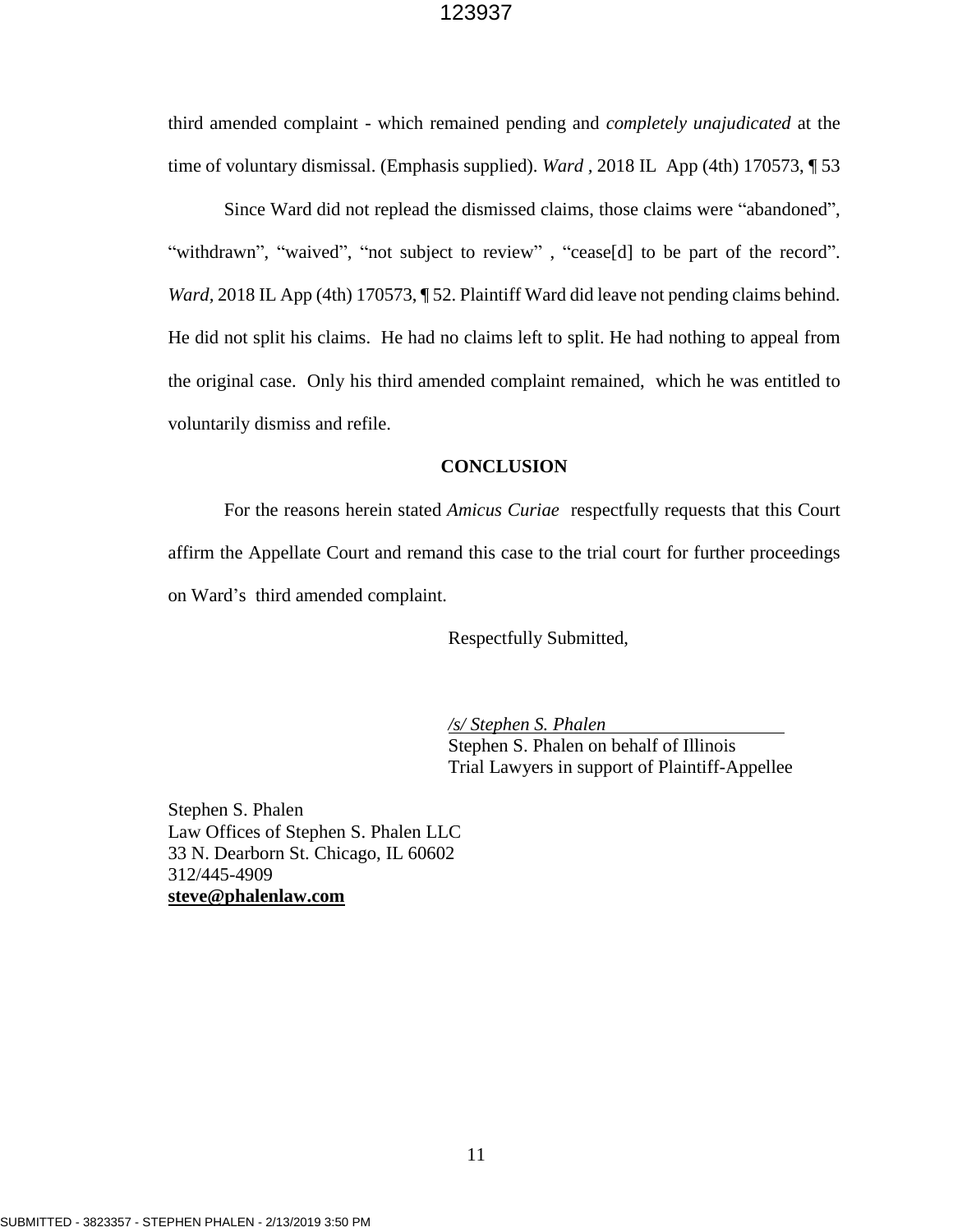third amended complaint - which remained pending and *completely unajudicated* at the time of voluntary dismissal. (Emphasis supplied). *Ward* , 2018 IL App (4th) 170573, ¶ 53

Since Ward did not replead the dismissed claims, those claims were "abandoned", "withdrawn", "waived", "not subject to review" , "cease[d] to be part of the record". *Ward*, 2018 IL App (4th) 170573, ¶ 52. Plaintiff Ward did leave not pending claims behind. He did not split his claims. He had no claims left to split. He had nothing to appeal from the original case. Only his third amended complaint remained, which he was entitled to voluntarily dismiss and refile.

**CONCLUSION**

For the reasons herein stated *Amicus Curiae* respectfully requests that this Court affirm the Appellate Court and remand this case to the trial court for further proceedings on Ward's third amended complaint.

Respectfully Submitted,

*/s/ Stephen S. Phalen*
Stephen S. Phalen on behalf of Illinois
Trial Lawyers in support of Plaintiff-Appellee

Stephen S. Phalen
Law Offices of Stephen S. Phalen LLC
33 N. Dearborn St. Chicago, IL 60602
312/445-4909
**steve@phalenlaw.com**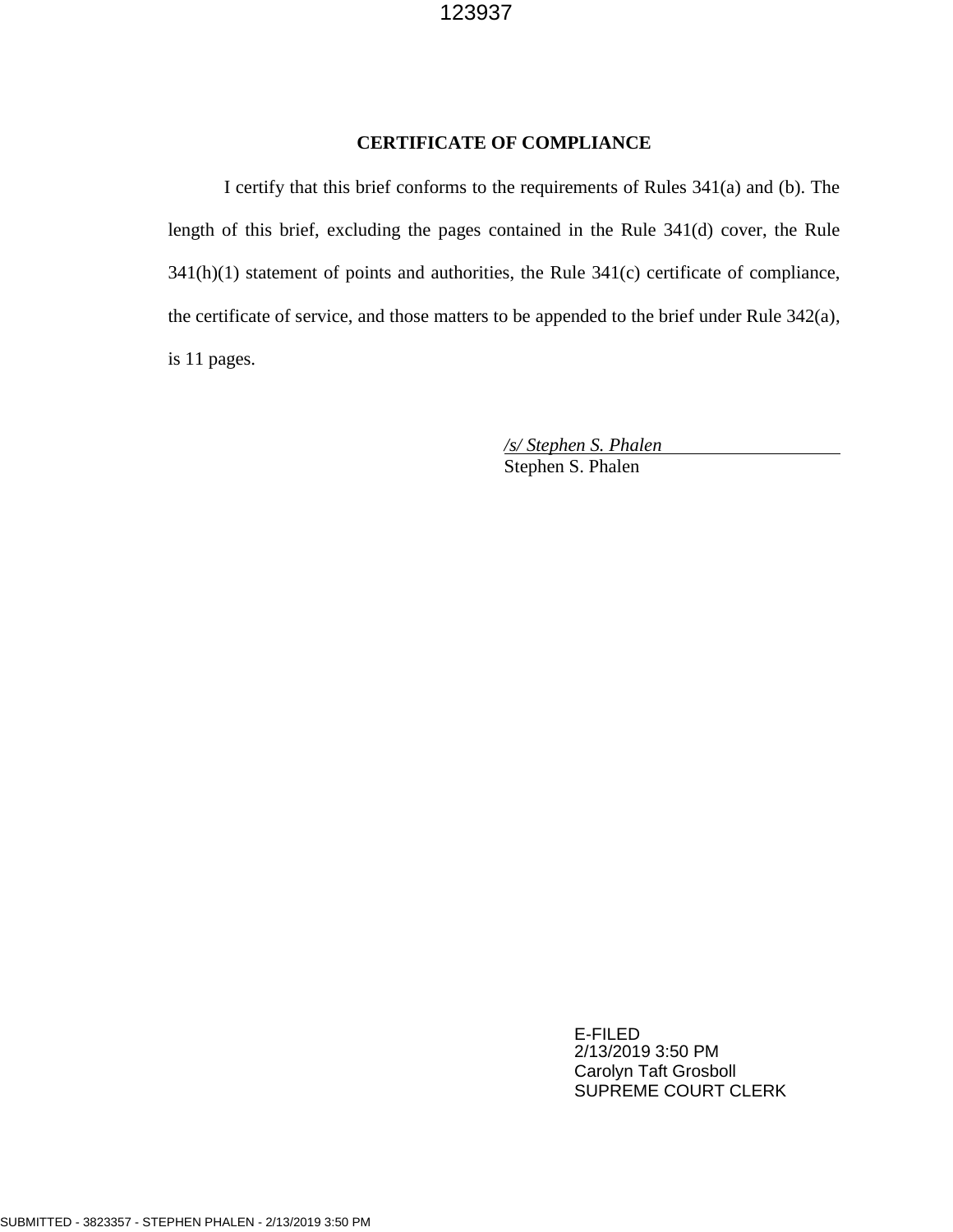## CERTIFICATE OF COMPLIANCE

I certify that this brief conforms to the requirements of Rules 341(a) and (b). The length of this brief, excluding the pages contained in the Rule 341(d) cover, the Rule 341(h)(1) statement of points and authorities, the Rule 341(c) certificate of compliance, the certificate of service, and those matters to be appended to the brief under Rule 342(a), is 11 pages.

*/s/ Stephen S. Phalen*
Stephen S. Phalen

E-FILED
2/13/2019 3:50 PM
Carolyn Taft Grosboll
SUPREME COURT CLERK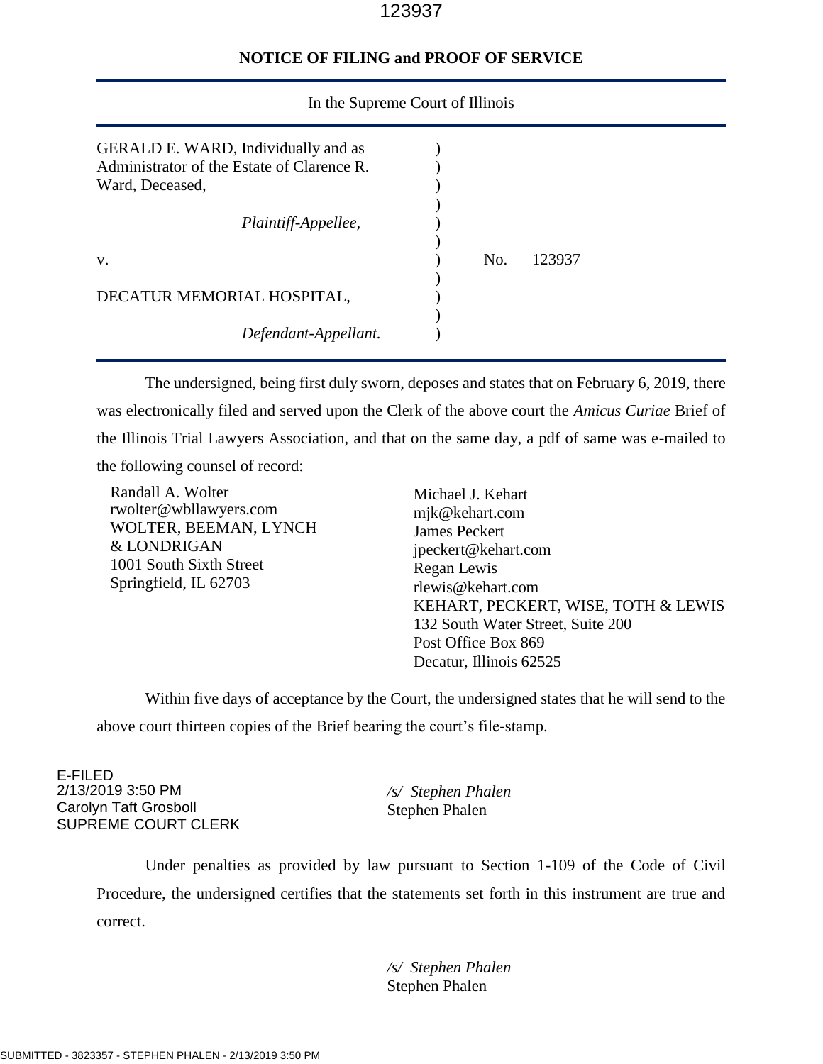**NOTICE OF FILING and PROOF OF SERVICE**

In the Supreme Court of Illinois

| | | |
|---|---|---|
| GERALD E. WARD, Individually and as Administrator of the Estate of Clarence R. Ward, Deceased, | ) | |
| *Plaintiff-Appellee,* | ) | |
| v. | ) | No. 123937 |
| DECATUR MEMORIAL HOSPITAL, | ) | |
| *Defendant-Appellant.* | ) | |

The undersigned, being first duly sworn, deposes and states that on February 6, 2019, there was electronically filed and served upon the Clerk of the above court the *Amicus Curiae* Brief of the Illinois Trial Lawyers Association, and that on the same day, a pdf of same was e-mailed to the following counsel of record:

Randall A. Wolter
rwolter@wbllawyers.com
WOLTER, BEEMAN, LYNCH & LONDRIGAN
1001 South Sixth Street
Springfield, IL 62703

Michael J. Kehart
mjk@kehart.com
James Peckert
jpeckert@kehart.com
Regan Lewis
rlewis@kehart.com
KEHART, PECKERT, WISE, TOTH & LEWIS
132 South Water Street, Suite 200
Post Office Box 869
Decatur, Illinois 62525

Within five days of acceptance by the Court, the undersigned states that he will send to the above court thirteen copies of the Brief bearing the court's file-stamp.

E-FILED
2/13/2019 3:50 PM
Carolyn Taft Grosboll
SUPREME COURT CLERK

*/s/ Stephen Phalen*
Stephen Phalen

Under penalties as provided by law pursuant to Section 1-109 of the Code of Civil Procedure, the undersigned certifies that the statements set forth in this instrument are true and correct.

*/s/ Stephen Phalen*
Stephen Phalen